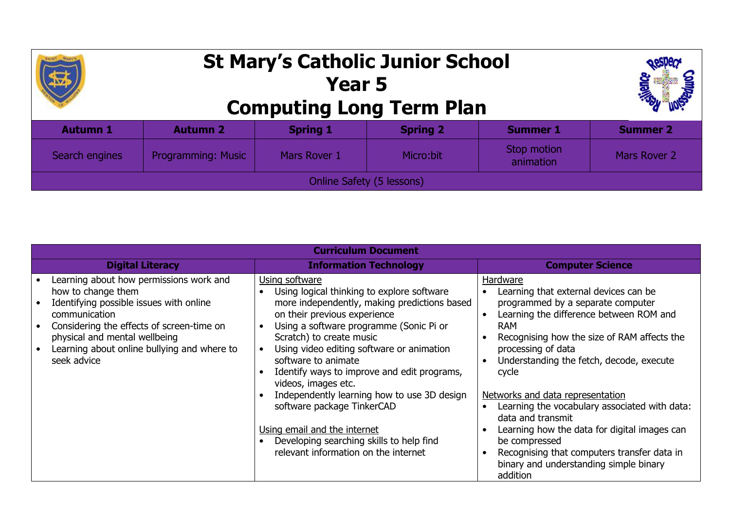# St Mary's Catholic Junior School
## Year 5
## Computing Long Term Plan

| Autumn 1 | Autumn 2 | Spring 1 | Spring 2 | Summer 1 | Summer 2 |
|---|---|---|---|---|---|
| Search engines | Programming: Music | Mars Rover 1 | Micro:bit | Stop motion animation | Mars Rover 2 |
| Online Safety (5 lessons) | | | | | |

| Curriculum Document | | |
|---|---|---|
| **Digital Literacy** | **Information Technology** | **Computer Science** |
| • Learning about how permissions work and how to change them<br>• Identifying possible issues with online communication<br>• Considering the effects of screen-time on physical and mental wellbeing<br>• Learning about online bullying and where to seek advice | <u>Using software</u><br>• Using logical thinking to explore software more independently, making predictions based on their previous experience<br>• Using a software programme (Sonic Pi or Scratch) to create music<br>• Using video editing software or animation software to animate<br>• Identify ways to improve and edit programs, videos, images etc.<br>• Independently learning how to use 3D design software package TinkerCAD<br><br><u>Using email and the internet</u><br>• Developing searching skills to help find relevant information on the internet | <u>Hardware</u><br>• Learning that external devices can be programmed by a separate computer<br>• Learning the difference between ROM and RAM<br>• Recognising how the size of RAM affects the processing of data<br>• Understanding the fetch, decode, execute cycle<br><br><u>Networks and data representation</u><br>• Learning the vocabulary associated with data: data and transmit<br>• Learning how the data for digital images can be compressed<br>• Recognising that computers transfer data in binary and understanding simple binary addition |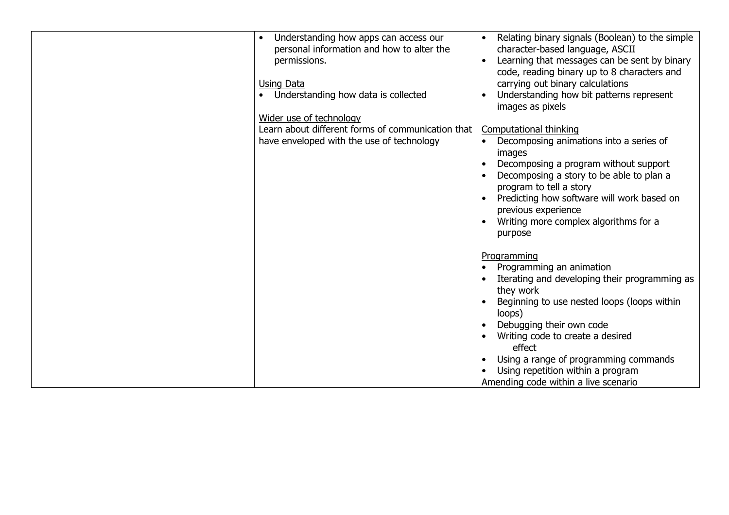| | | |
|---|---|---|
| | • Understanding how apps can access our personal information and how to alter the permissions.<br><br><u>Using Data</u><br>• Understanding how data is collected<br><br><u>Wider use of technology</u><br>Learn about different forms of communication that have enveloped with the use of technology | • Relating binary signals (Boolean) to the simple character-based language, ASCII<br>• Learning that messages can be sent by binary code, reading binary up to 8 characters and carrying out binary calculations<br>• Understanding how bit patterns represent images as pixels<br><br><u>Computational thinking</u><br>• Decomposing animations into a series of images<br>• Decomposing a program without support<br>• Decomposing a story to be able to plan a program to tell a story<br>• Predicting how software will work based on previous experience<br>• Writing more complex algorithms for a purpose<br><br><u>Programming</u><br>• Programming an animation<br>• Iterating and developing their programming as they work<br>• Beginning to use nested loops (loops within loops)<br>• Debugging their own code<br>• Writing code to create a desired effect<br>• Using a range of programming commands<br>• Using repetition within a program<br>Amending code within a live scenario |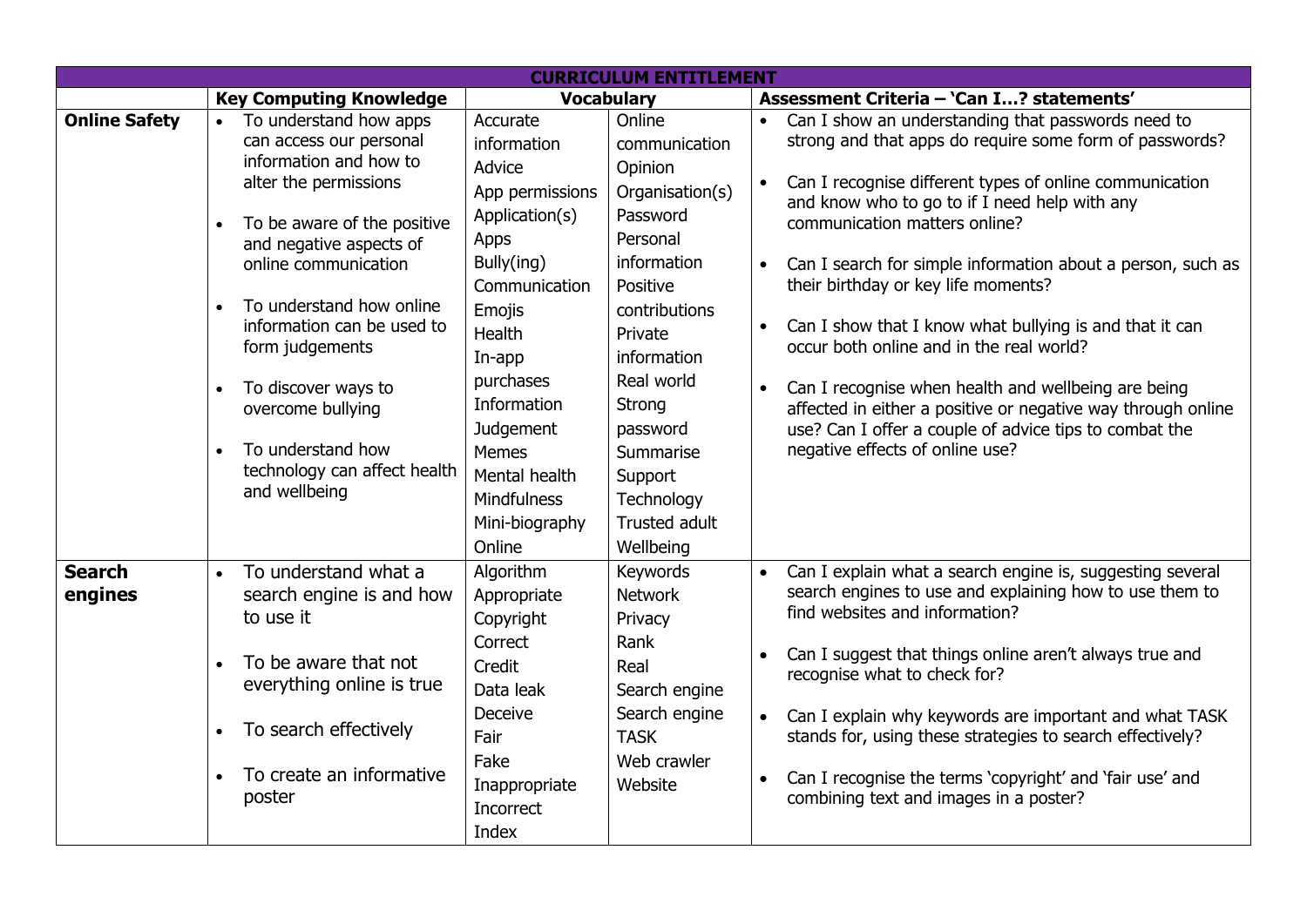| CURRICULUM ENTITLEMENT | | | | |
|---|---|---|---|---|
| | **Key Computing Knowledge** | **Vocabulary** | | **Assessment Criteria – 'Can I…? statements'** |
| **Online Safety** | • To understand how apps can access our personal information and how to alter the permissions<br><br>• To be aware of the positive and negative aspects of online communication<br><br>• To understand how online information can be used to form judgements<br><br>• To discover ways to overcome bullying<br><br>• To understand how technology can affect health and wellbeing | Accurate information<br>Advice<br>App permissions<br>Application(s)<br>Apps<br>Bully(ing)<br>Communication<br>Emojis<br>Health<br>In-app purchases<br>Information<br>Judgement<br>Memes<br>Mental health<br>Mindfulness<br>Mini-biography<br>Online | Online communication<br>Opinion<br>Organisation(s)<br>Password<br>Personal information<br>Positive contributions<br>Private information<br>Real world<br>Strong password<br>Summarise<br>Support<br>Technology<br>Trusted adult<br>Wellbeing | • Can I show an understanding that passwords need to strong and that apps do require some form of passwords?<br><br>• Can I recognise different types of online communication and know who to go to if I need help with any communication matters online?<br><br>• Can I search for simple information about a person, such as their birthday or key life moments?<br><br>• Can I show that I know what bullying is and that it can occur both online and in the real world?<br><br>• Can I recognise when health and wellbeing are being affected in either a positive or negative way through online use? Can I offer a couple of advice tips to combat the negative effects of online use? |
| **Search engines** | • To understand what a search engine is and how to use it<br><br>• To be aware that not everything online is true<br><br>• To search effectively<br><br>• To create an informative poster | Algorithm<br>Appropriate<br>Copyright<br>Correct<br>Credit<br>Data leak<br>Deceive<br>Fair<br>Fake<br>Inappropriate<br>Incorrect<br>Index | Keywords<br>Network<br>Privacy<br>Rank<br>Real<br>Search engine<br>Search engine<br>TASK<br>Web crawler<br>Website | • Can I explain what a search engine is, suggesting several search engines to use and explaining how to use them to find websites and information?<br><br>• Can I suggest that things online aren't always true and recognise what to check for?<br><br>• Can I explain why keywords are important and what TASK stands for, using these strategies to search effectively?<br><br>• Can I recognise the terms 'copyright' and 'fair use' and combining text and images in a poster? |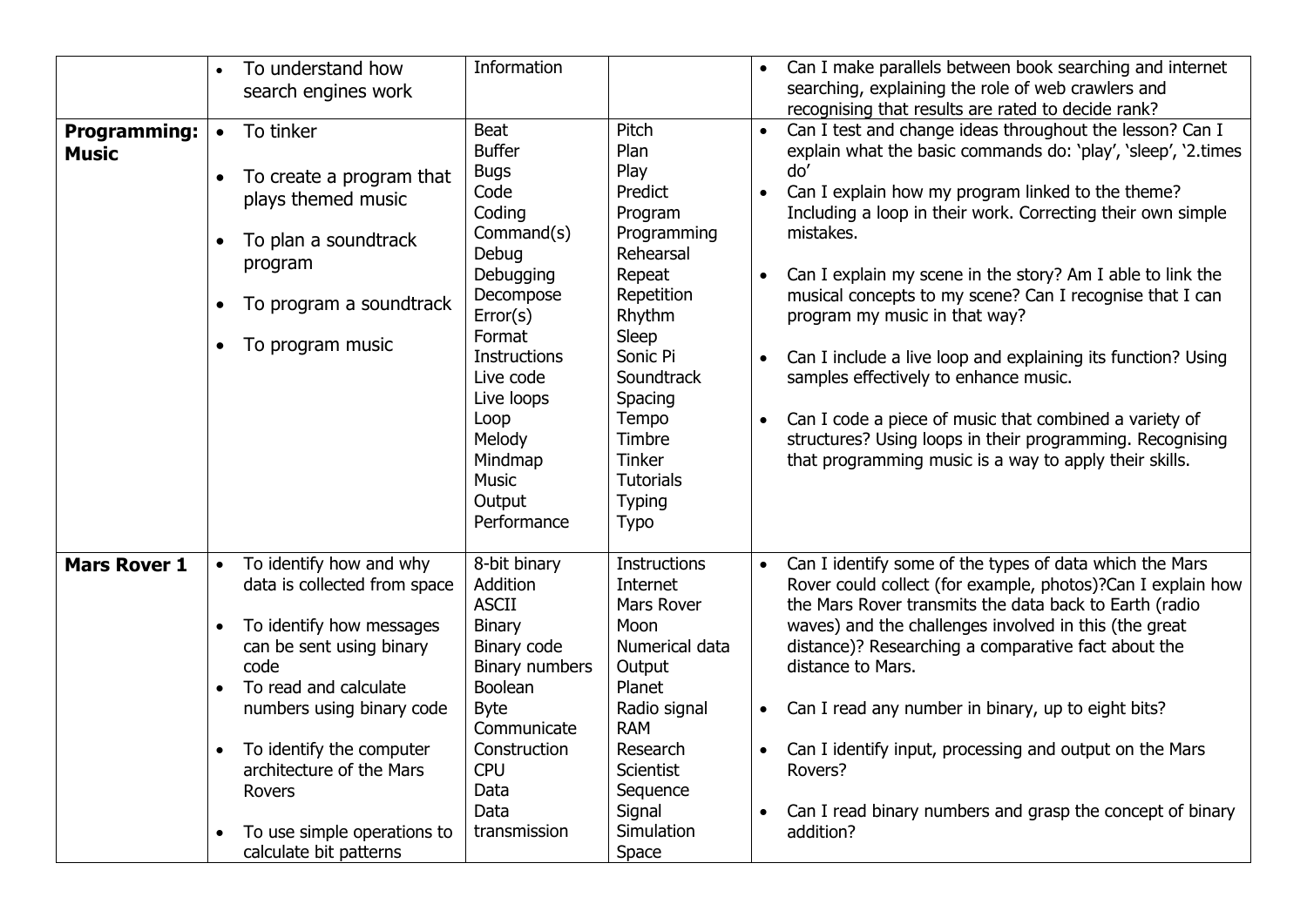|  |  |  |  |  |
|---|---|---|---|---|
|  | • To understand how search engines work | Information |  | • Can I make parallels between book searching and internet searching, explaining the role of web crawlers and recognising that results are rated to decide rank? |
| **Programming: Music** | • To tinker<br><br>• To create a program that plays themed music<br><br>• To plan a soundtrack program<br><br>• To program a soundtrack<br><br>• To program music | Beat<br>Buffer<br>Bugs<br>Code<br>Coding<br>Command(s)<br>Debug<br>Debugging<br>Decompose<br>Error(s)<br>Format<br>Instructions<br>Live code<br>Live loops<br>Loop<br>Melody<br>Mindmap<br>Music<br>Output<br>Performance | Pitch<br>Plan<br>Play<br>Predict<br>Program<br>Programming<br>Rehearsal<br>Repeat<br>Repetition<br>Rhythm<br>Sleep<br>Sonic Pi<br>Soundtrack<br>Spacing<br>Tempo<br>Timbre<br>Tinker<br>Tutorials<br>Typing<br>Typo | • Can I test and change ideas throughout the lesson? Can I explain what the basic commands do: 'play', 'sleep', '2.times do'<br>• Can I explain how my program linked to the theme? Including a loop in their work. Correcting their own simple mistakes.<br><br>• Can I explain my scene in the story? Am I able to link the musical concepts to my scene? Can I recognise that I can program my music in that way?<br><br>• Can I include a live loop and explaining its function? Using samples effectively to enhance music.<br><br>• Can I code a piece of music that combined a variety of structures? Using loops in their programming. Recognising that programming music is a way to apply their skills. |
| **Mars Rover 1** | • To identify how and why data is collected from space<br><br>• To identify how messages can be sent using binary code<br>• To read and calculate numbers using binary code<br><br>• To identify the computer architecture of the Mars Rovers<br><br>• To use simple operations to calculate bit patterns | 8-bit binary<br>Addition<br>ASCII<br>Binary<br>Binary code<br>Binary numbers<br>Boolean<br>Byte<br>Communicate<br>Construction<br>CPU<br>Data<br>Data transmission | Instructions<br>Internet<br>Mars Rover<br>Moon<br>Numerical data<br>Output<br>Planet<br>Radio signal<br>RAM<br>Research<br>Scientist<br>Sequence<br>Signal<br>Simulation<br>Space | • Can I identify some of the types of data which the Mars Rover could collect (for example, photos)?Can I explain how the Mars Rover transmits the data back to Earth (radio waves) and the challenges involved in this (the great distance)? Researching a comparative fact about the distance to Mars.<br><br>• Can I read any number in binary, up to eight bits?<br><br>• Can I identify input, processing and output on the Mars Rovers?<br><br>• Can I read binary numbers and grasp the concept of binary addition? |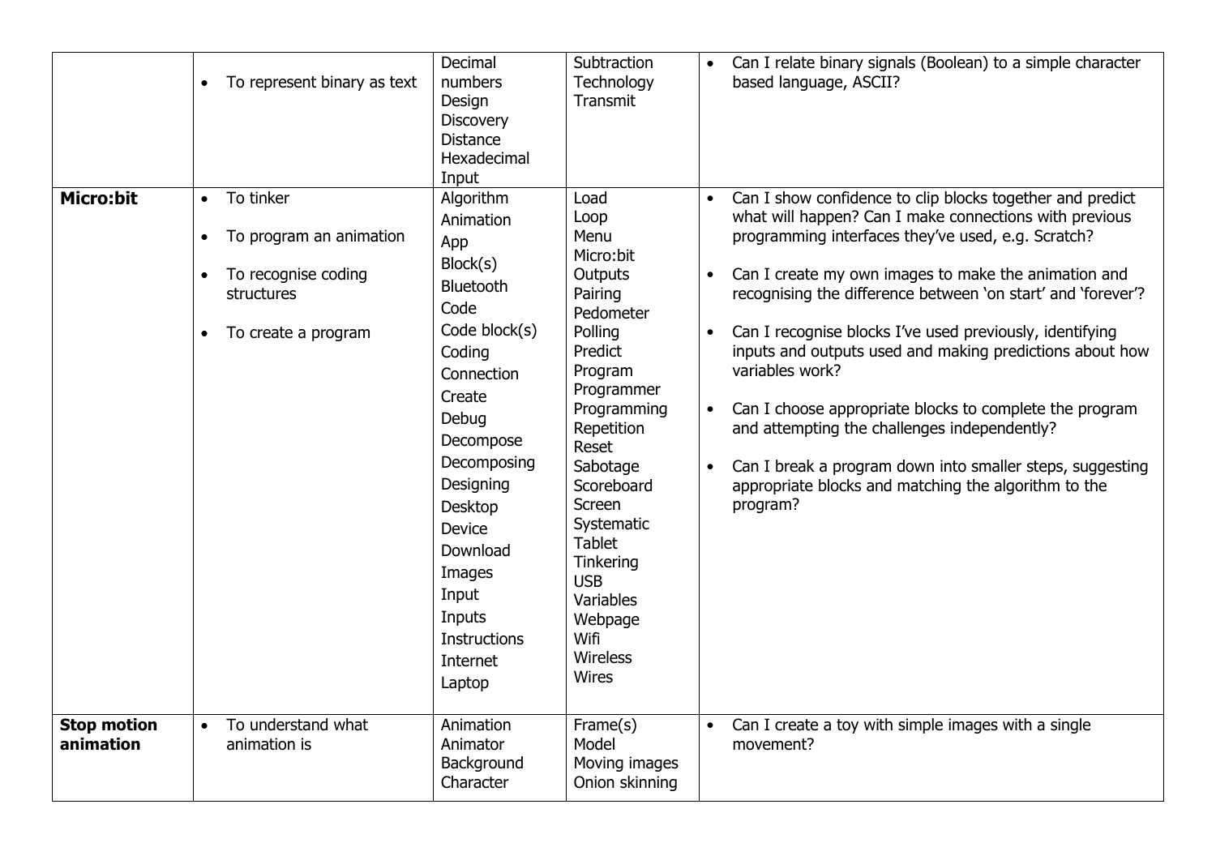| | | | | |
|---|---|---|---|---|
| | • To represent binary as text | Decimal numbers<br>Design<br>Discovery<br>Distance<br>Hexadecimal<br>Input | Subtraction<br>Technology<br>Transmit | • Can I relate binary signals (Boolean) to a simple character based language, ASCII? |
| **Micro:bit** | • To tinker<br><br>• To program an animation<br><br>• To recognise coding structures<br><br>• To create a program | Algorithm<br>Animation<br>App<br>Block(s)<br>Bluetooth<br>Code<br>Code block(s)<br>Coding<br>Connection<br>Create<br>Debug<br>Decompose<br>Decomposing<br>Designing<br>Desktop<br>Device<br>Download<br>Images<br>Input<br>Inputs<br>Instructions<br>Internet<br>Laptop | Load<br>Loop<br>Menu<br>Micro:bit<br>Outputs<br>Pairing<br>Pedometer<br>Polling<br>Predict<br>Program<br>Programmer<br>Programming<br>Repetition<br>Reset<br>Sabotage<br>Scoreboard<br>Screen<br>Systematic<br>Tablet<br>Tinkering<br>USB<br>Variables<br>Webpage<br>Wifi<br>Wireless<br>Wires | • Can I show confidence to clip blocks together and predict what will happen? Can I make connections with previous programming interfaces they've used, e.g. Scratch?<br><br>• Can I create my own images to make the animation and recognising the difference between 'on start' and 'forever'?<br><br>• Can I recognise blocks I've used previously, identifying inputs and outputs used and making predictions about how variables work?<br><br>• Can I choose appropriate blocks to complete the program and attempting the challenges independently?<br><br>• Can I break a program down into smaller steps, suggesting appropriate blocks and matching the algorithm to the program? |
| **Stop motion animation** | • To understand what animation is | Animation<br>Animator<br>Background<br>Character | Frame(s)<br>Model<br>Moving images<br>Onion skinning | • Can I create a toy with simple images with a single movement? |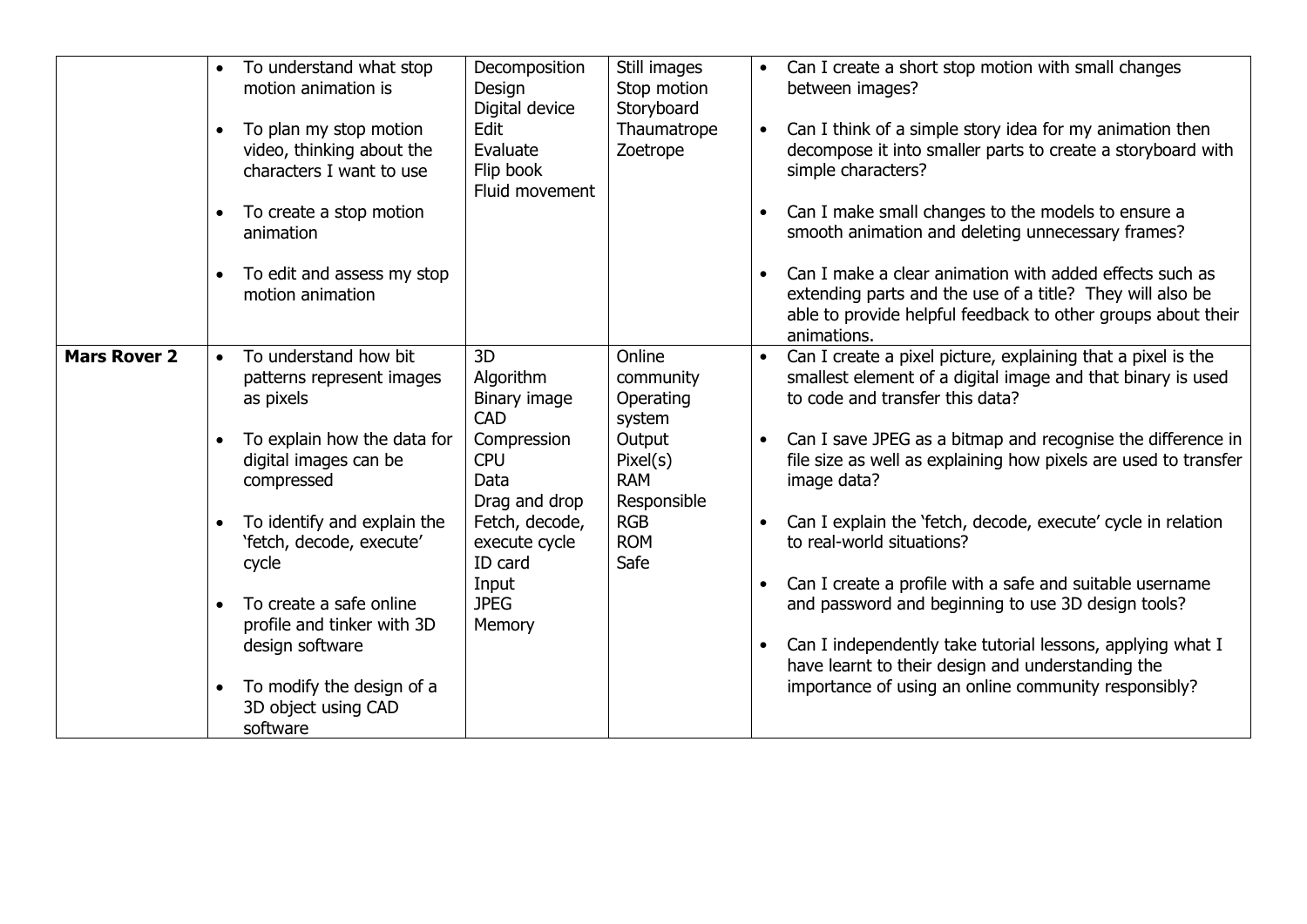| | | | | |
|---|---|---|---|---|
| | • To understand what stop motion animation is<br><br>• To plan my stop motion video, thinking about the characters I want to use<br><br>• To create a stop motion animation<br><br>• To edit and assess my stop motion animation | Decomposition<br>Design<br>Digital device<br>Edit<br>Evaluate<br>Flip book<br>Fluid movement | Still images<br>Stop motion<br>Storyboard<br>Thaumatrope<br>Zoetrope | • Can I create a short stop motion with small changes between images?<br><br>• Can I think of a simple story idea for my animation then decompose it into smaller parts to create a storyboard with simple characters?<br><br>• Can I make small changes to the models to ensure a smooth animation and deleting unnecessary frames?<br><br>• Can I make a clear animation with added effects such as extending parts and the use of a title? They will also be able to provide helpful feedback to other groups about their animations. |
| **Mars Rover 2** | • To understand how bit patterns represent images as pixels<br><br>• To explain how the data for digital images can be compressed<br><br>• To identify and explain the 'fetch, decode, execute' cycle<br><br>• To create a safe online profile and tinker with 3D design software<br><br>• To modify the design of a 3D object using CAD software | 3D<br>Algorithm<br>Binary image<br>CAD<br>Compression<br>CPU<br>Data<br>Drag and drop<br>Fetch, decode, execute cycle<br>ID card<br>Input<br>JPEG<br>Memory | Online community<br>Operating system<br>Output<br>Pixel(s)<br>RAM<br>Responsible<br>RGB<br>ROM<br>Safe | • Can I create a pixel picture, explaining that a pixel is the smallest element of a digital image and that binary is used to code and transfer this data?<br><br>• Can I save JPEG as a bitmap and recognise the difference in file size as well as explaining how pixels are used to transfer image data?<br><br>• Can I explain the 'fetch, decode, execute' cycle in relation to real-world situations?<br><br>• Can I create a profile with a safe and suitable username and password and beginning to use 3D design tools?<br><br>• Can I independently take tutorial lessons, applying what I have learnt to their design and understanding the importance of using an online community responsibly? |